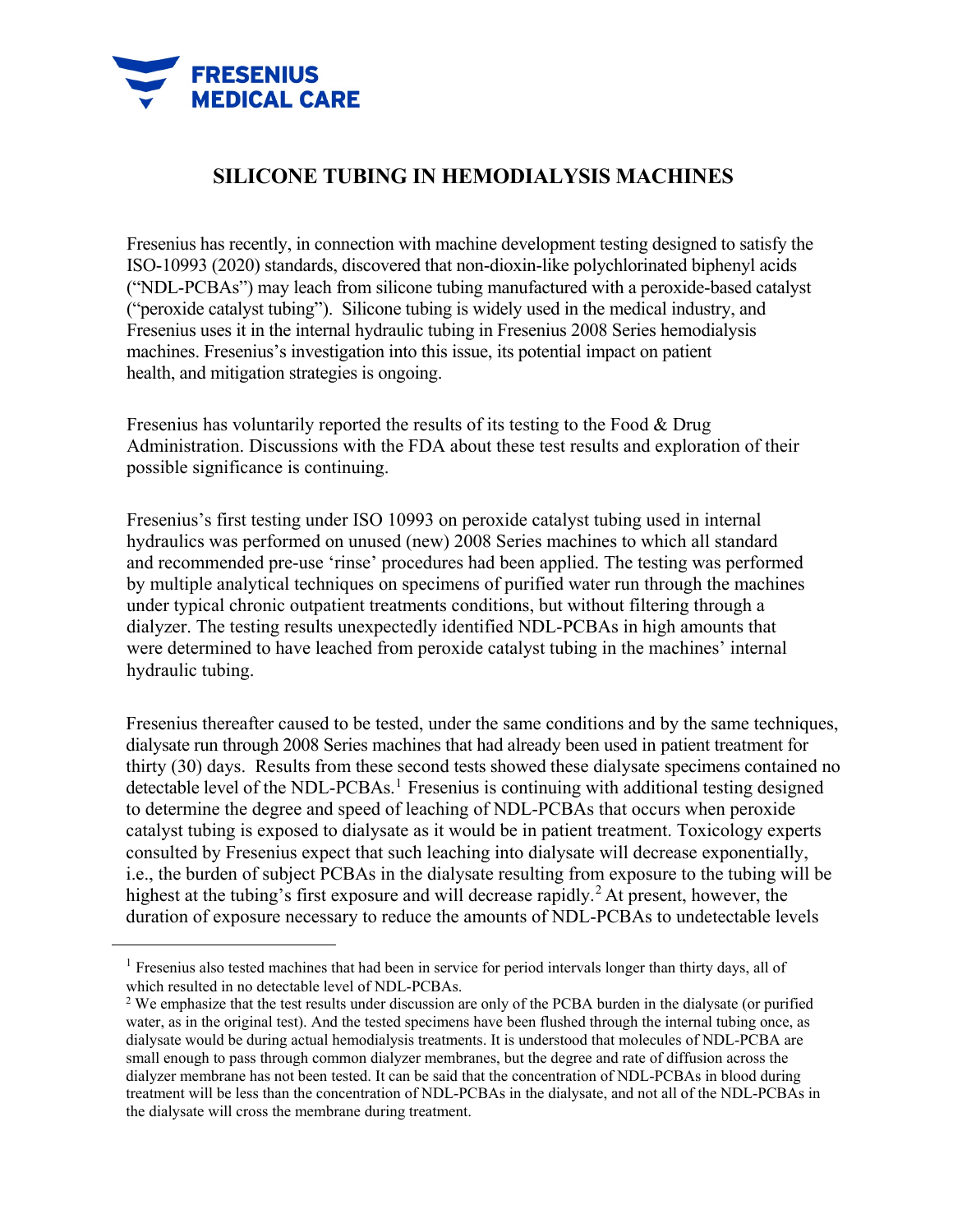FRESENIUS MEDICAL CARE

# SILICONE TUBING IN HEMODIALYSIS MACHINES

Fresenius has recently, in connection with machine development testing designed to satisfy the ISO-10993 (2020) standards, discovered that non-dioxin-like polychlorinated biphenyl acids ("NDL-PCBAs") may leach from silicone tubing manufactured with a peroxide-based catalyst ("peroxide catalyst tubing"). Silicone tubing is widely used in the medical industry, and Fresenius uses it in the internal hydraulic tubing in Fresenius 2008 Series hemodialysis machines. Fresenius's investigation into this issue, its potential impact on patient health, and mitigation strategies is ongoing.

Fresenius has voluntarily reported the results of its testing to the Food & Drug Administration. Discussions with the FDA about these test results and exploration of their possible significance is continuing.

Fresenius's first testing under ISO 10993 on peroxide catalyst tubing used in internal hydraulics was performed on unused (new) 2008 Series machines to which all standard and recommended pre-use 'rinse' procedures had been applied. The testing was performed by multiple analytical techniques on specimens of purified water run through the machines under typical chronic outpatient treatments conditions, but without filtering through a dialyzer. The testing results unexpectedly identified NDL-PCBAs in high amounts that were determined to have leached from peroxide catalyst tubing in the machines' internal hydraulic tubing.

Fresenius thereafter caused to be tested, under the same conditions and by the same techniques, dialysate run through 2008 Series machines that had already been used in patient treatment for thirty (30) days. Results from these second tests showed these dialysate specimens contained no detectable level of the NDL-PCBAs.[1] Fresenius is continuing with additional testing designed to determine the degree and speed of leaching of NDL-PCBAs that occurs when peroxide catalyst tubing is exposed to dialysate as it would be in patient treatment. Toxicology experts consulted by Fresenius expect that such leaching into dialysate will decrease exponentially, i.e., the burden of subject PCBAs in the dialysate resulting from exposure to the tubing will be highest at the tubing's first exposure and will decrease rapidly.[2] At present, however, the duration of exposure necessary to reduce the amounts of NDL-PCBAs to undetectable levels

---

[1] Fresenius also tested machines that had been in service for period intervals longer than thirty days, all of which resulted in no detectable level of NDL-PCBAs.

[2] We emphasize that the test results under discussion are only of the PCBA burden in the dialysate (or purified water, as in the original test). And the tested specimens have been flushed through the internal tubing once, as dialysate would be during actual hemodialysis treatments. It is understood that molecules of NDL-PCBA are small enough to pass through common dialyzer membranes, but the degree and rate of diffusion across the dialyzer membrane has not been tested. It can be said that the concentration of NDL-PCBAs in blood during treatment will be less than the concentration of NDL-PCBAs in the dialysate, and not all of the NDL-PCBAs in the dialysate will cross the membrane during treatment.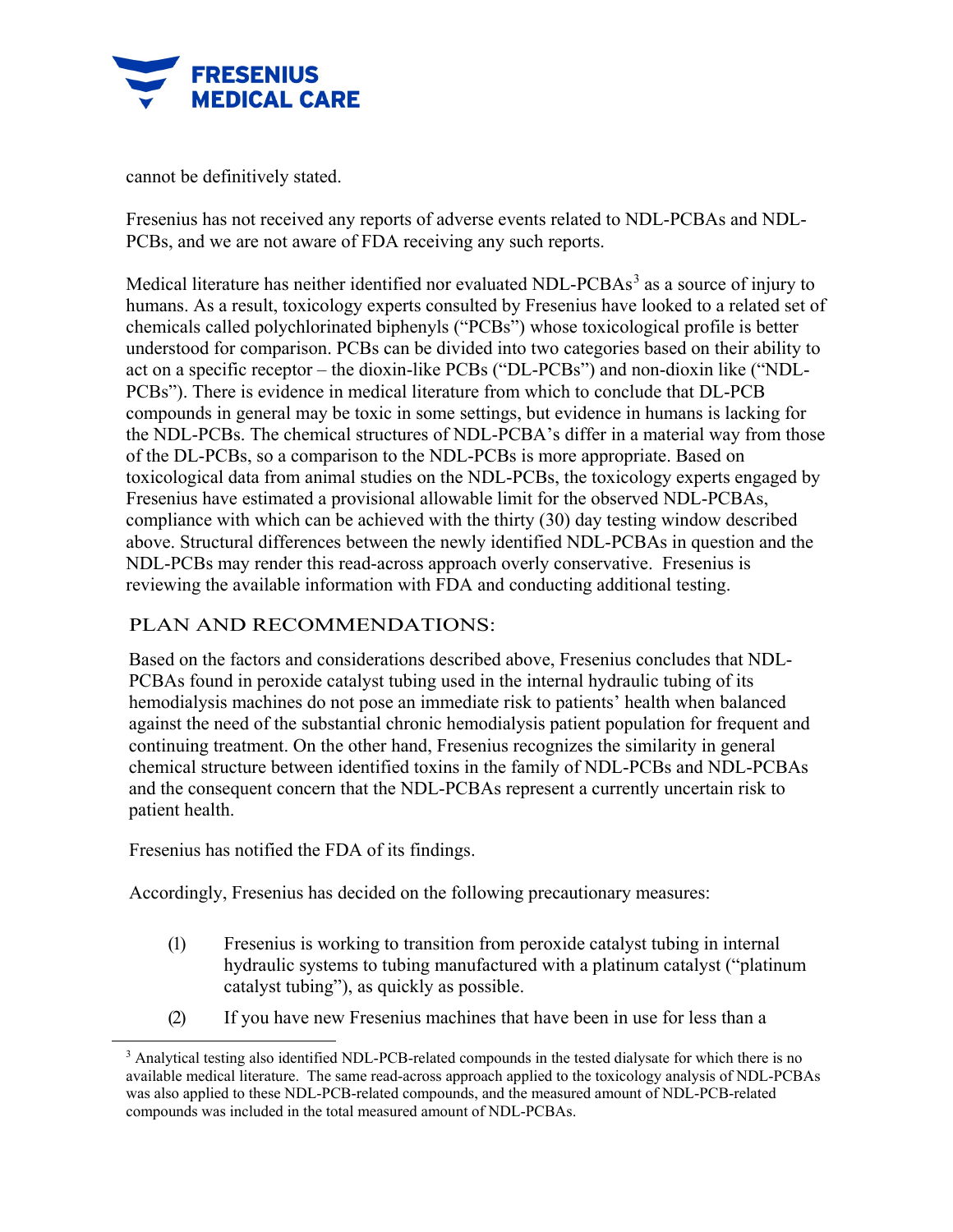cannot be definitively stated.

Fresenius has not received any reports of adverse events related to NDL-PCBAs and NDL-PCBs, and we are not aware of FDA receiving any such reports.

Medical literature has neither identified nor evaluated NDL-PCBAs[3] as a source of injury to humans. As a result, toxicology experts consulted by Fresenius have looked to a related set of chemicals called polychlorinated biphenyls ("PCBs") whose toxicological profile is better understood for comparison. PCBs can be divided into two categories based on their ability to act on a specific receptor – the dioxin-like PCBs ("DL-PCBs") and non-dioxin like ("NDL-PCBs"). There is evidence in medical literature from which to conclude that DL-PCB compounds in general may be toxic in some settings, but evidence in humans is lacking for the NDL-PCBs. The chemical structures of NDL-PCBA's differ in a material way from those of the DL-PCBs, so a comparison to the NDL-PCBs is more appropriate. Based on toxicological data from animal studies on the NDL-PCBs, the toxicology experts engaged by Fresenius have estimated a provisional allowable limit for the observed NDL-PCBAs, compliance with which can be achieved with the thirty (30) day testing window described above. Structural differences between the newly identified NDL-PCBAs in question and the NDL-PCBs may render this read-across approach overly conservative. Fresenius is reviewing the available information with FDA and conducting additional testing.

## PLAN AND RECOMMENDATIONS:

Based on the factors and considerations described above, Fresenius concludes that NDL-PCBAs found in peroxide catalyst tubing used in the internal hydraulic tubing of its hemodialysis machines do not pose an immediate risk to patients' health when balanced against the need of the substantial chronic hemodialysis patient population for frequent and continuing treatment. On the other hand, Fresenius recognizes the similarity in general chemical structure between identified toxins in the family of NDL-PCBs and NDL-PCBAs and the consequent concern that the NDL-PCBAs represent a currently uncertain risk to patient health.

Fresenius has notified the FDA of its findings.

Accordingly, Fresenius has decided on the following precautionary measures:

(1) Fresenius is working to transition from peroxide catalyst tubing in internal hydraulic systems to tubing manufactured with a platinum catalyst ("platinum catalyst tubing"), as quickly as possible.

(2) If you have new Fresenius machines that have been in use for less than a

[3] Analytical testing also identified NDL-PCB-related compounds in the tested dialysate for which there is no available medical literature. The same read-across approach applied to the toxicology analysis of NDL-PCBAs was also applied to these NDL-PCB-related compounds, and the measured amount of NDL-PCB-related compounds was included in the total measured amount of NDL-PCBAs.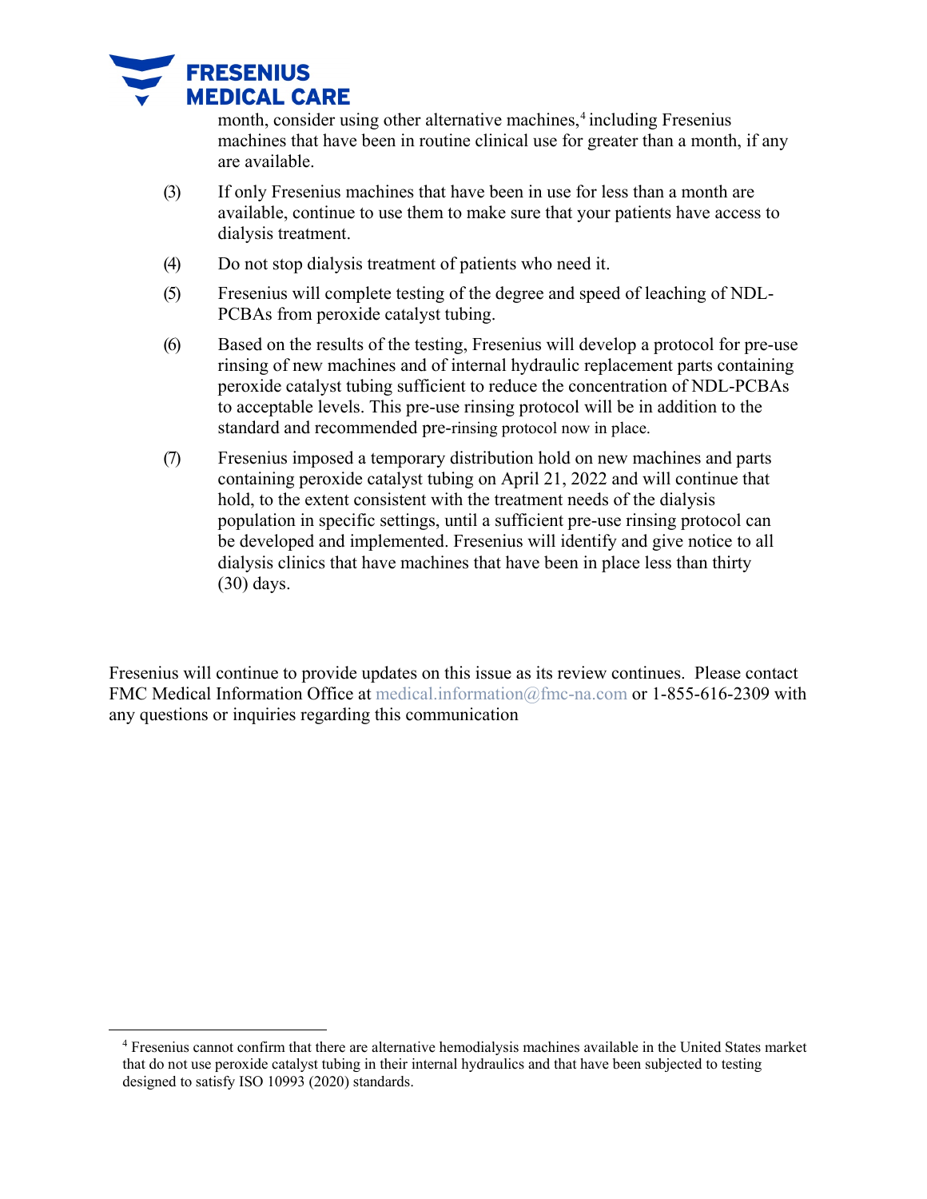month, consider using other alternative machines,[4] including Fresenius machines that have been in routine clinical use for greater than a month, if any are available.

(3) If only Fresenius machines that have been in use for less than a month are available, continue to use them to make sure that your patients have access to dialysis treatment.

(4) Do not stop dialysis treatment of patients who need it.

(5) Fresenius will complete testing of the degree and speed of leaching of NDL-PCBAs from peroxide catalyst tubing.

(6) Based on the results of the testing, Fresenius will develop a protocol for pre-use rinsing of new machines and of internal hydraulic replacement parts containing peroxide catalyst tubing sufficient to reduce the concentration of NDL-PCBAs to acceptable levels. This pre-use rinsing protocol will be in addition to the standard and recommended pre-rinsing protocol now in place.

(7) Fresenius imposed a temporary distribution hold on new machines and parts containing peroxide catalyst tubing on April 21, 2022 and will continue that hold, to the extent consistent with the treatment needs of the dialysis population in specific settings, until a sufficient pre-use rinsing protocol can be developed and implemented. Fresenius will identify and give notice to all dialysis clinics that have machines that have been in place less than thirty (30) days.

Fresenius will continue to provide updates on this issue as its review continues. Please contact FMC Medical Information Office at medical.information@fmc-na.com or 1-855-616-2309 with any questions or inquiries regarding this communication

[4] Fresenius cannot confirm that there are alternative hemodialysis machines available in the United States market that do not use peroxide catalyst tubing in their internal hydraulics and that have been subjected to testing designed to satisfy ISO 10993 (2020) standards.